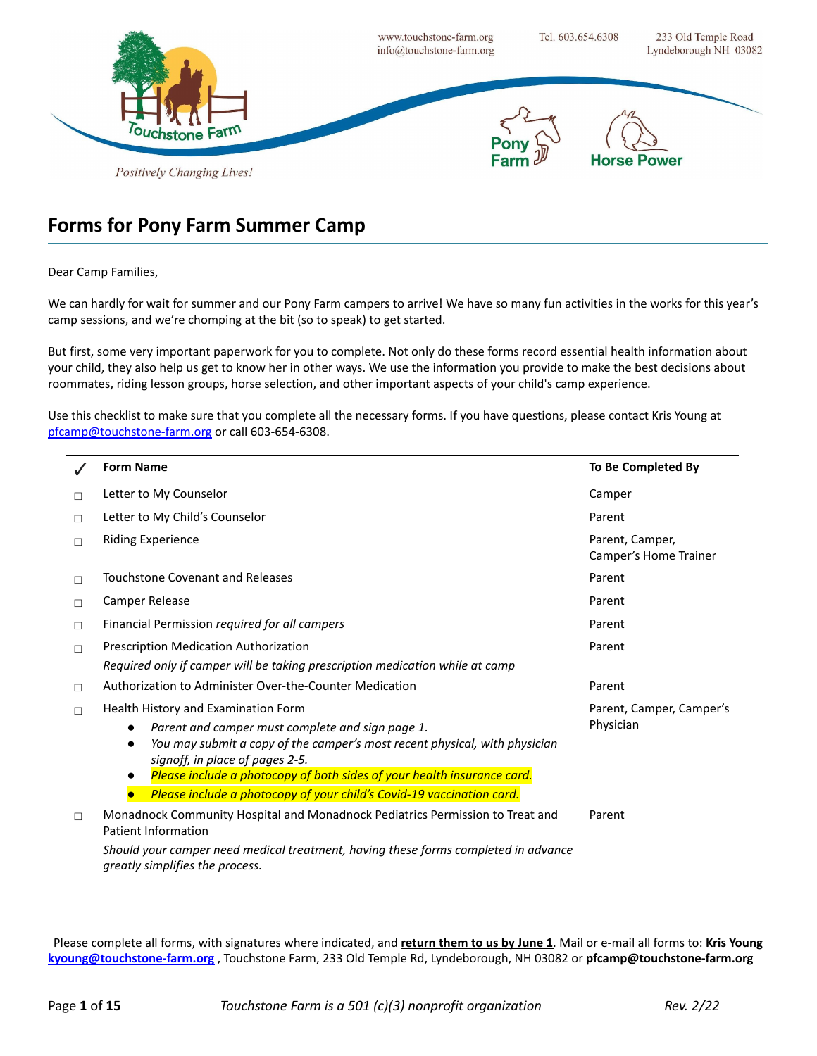www.touchstone-farm.org
info@touchstone-farm.org

Tel. 603.654.6308

233 Old Temple Road
Lyndeborough NH 03082

Touchstone Farm

*Positively Changing Lives!*

Pony Farm

Horse Power

# Forms for Pony Farm Summer Camp

Dear Camp Families,

We can hardly for wait for summer and our Pony Farm campers to arrive! We have so many fun activities in the works for this year's camp sessions, and we're chomping at the bit (so to speak) to get started.

But first, some very important paperwork for you to complete. Not only do these forms record essential health information about your child, they also help us get to know her in other ways. We use the information you provide to make the best decisions about roommates, riding lesson groups, horse selection, and other important aspects of your child's camp experience.

Use this checklist to make sure that you complete all the necessary forms. If you have questions, please contact Kris Young at pfcamp@touchstone-farm.org or call 603-654-6308.

| ✓ | Form Name | To Be Completed By |
|---|---|---|
| ☐ | Letter to My Counselor | Camper |
| ☐ | Letter to My Child's Counselor | Parent |
| ☐ | Riding Experience | Parent, Camper, Camper's Home Trainer |
| ☐ | Touchstone Covenant and Releases | Parent |
| ☐ | Camper Release | Parent |
| ☐ | Financial Permission *required for all campers* | Parent |
| ☐ | Prescription Medication Authorization<br>*Required only if camper will be taking prescription medication while at camp* | Parent |
| ☐ | Authorization to Administer Over-the-Counter Medication | Parent |
| ☐ | Health History and Examination Form<br>• *Parent and camper must complete and sign page 1.*<br>• *You may submit a copy of the camper's most recent physical, with physician signoff, in place of pages 2-5.*<br>• *Please include a photocopy of both sides of your health insurance card.*<br>• *Please include a photocopy of your child's Covid-19 vaccination card.* | Parent, Camper, Camper's Physician |
| ☐ | Monadnock Community Hospital and Monadnock Pediatrics Permission to Treat and Patient Information<br>*Should your camper need medical treatment, having these forms completed in advance greatly simplifies the process.* | Parent |

Please complete all forms, with signatures where indicated, and **return them to us by June 1**. Mail or e-mail all forms to: **Kris Young kyoung@touchstone-farm.org**, Touchstone Farm, 233 Old Temple Rd, Lyndeborough, NH 03082 or **pfcamp@touchstone-farm.org**

*Touchstone Farm is a 501 (c)(3) nonprofit organization*

*Rev. 2/22*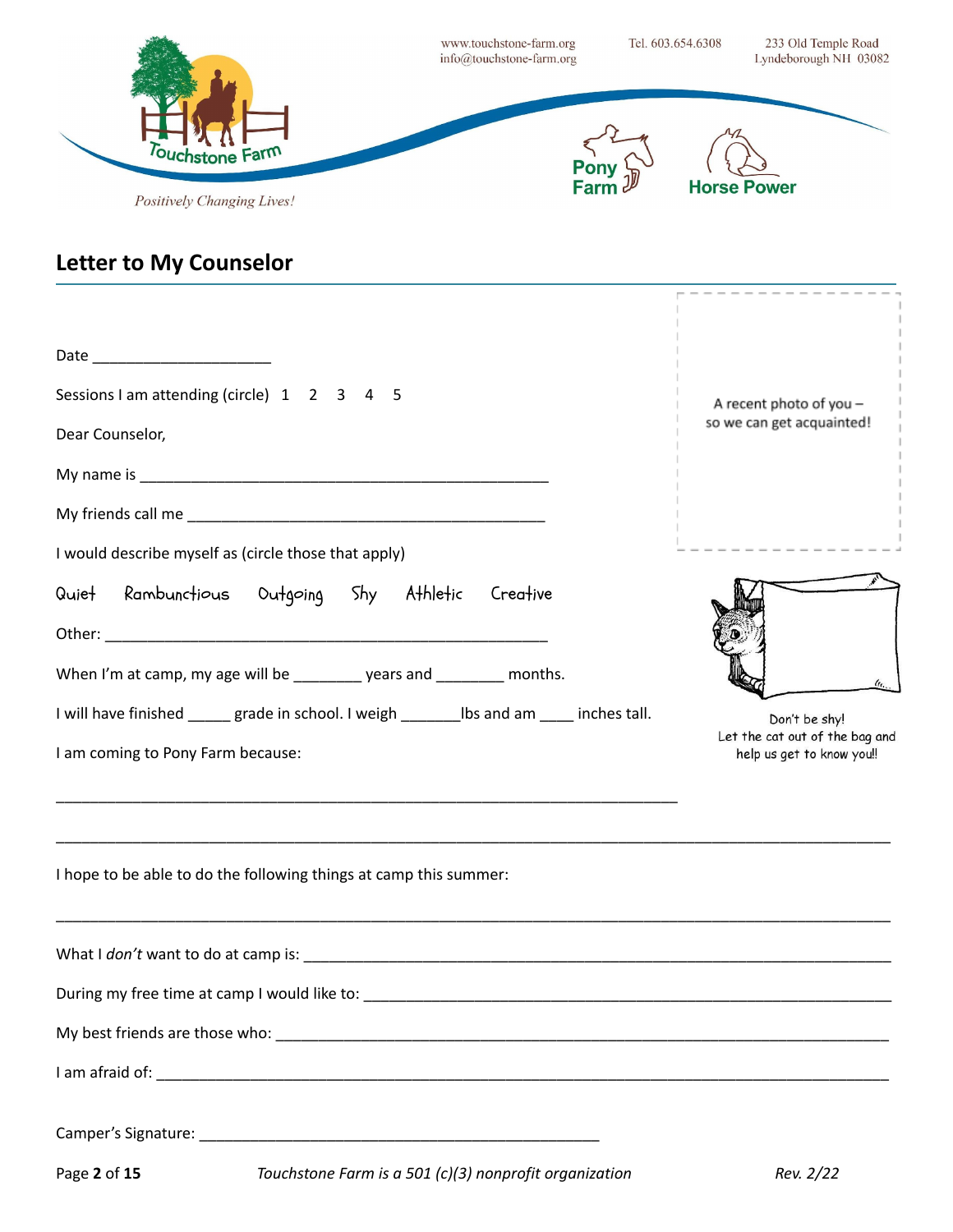www.touchstone-farm.org
info@touchstone-farm.org

Tel. 603.654.6308

233 Old Temple Road
Lyndeborough NH 03082

Touchstone Farm

*Positively Changing Lives!*

Pony Farm

Horse Power

## Letter to My Counselor

A recent photo of you – so we can get acquainted!

Date ____________________

Sessions I am attending (circle) 1 2 3 4 5

Dear Counselor,

My name is _____________________________________________

My friends call me _________________________________________

I would describe myself as (circle those that apply)

Quiet Rambunctious Outgoing Shy Athletic Creative

Other: __________________________________________________

When I'm at camp, my age will be ________ years and ________ months.

I will have finished _____ grade in school. I weigh _______lbs and am ____ inches tall.

Don't be shy!
Let the cat out of the bag and help us get to know you!!

I am coming to Pony Farm because:

_______________________________________________________________________

_____________________________________________________________________________________________

I hope to be able to do the following things at camp this summer:

_____________________________________________________________________________________________

What I *don't* want to do at camp is: _______________________________________________________

During my free time at camp I would like to: _________________________________________________

My best friends are those who: ____________________________________________________________

I am afraid of: _________________________________________________________________________

Camper's Signature: ____________________________________________

*Touchstone Farm is a 501 (c)(3) nonprofit organization*

*Rev. 2/22*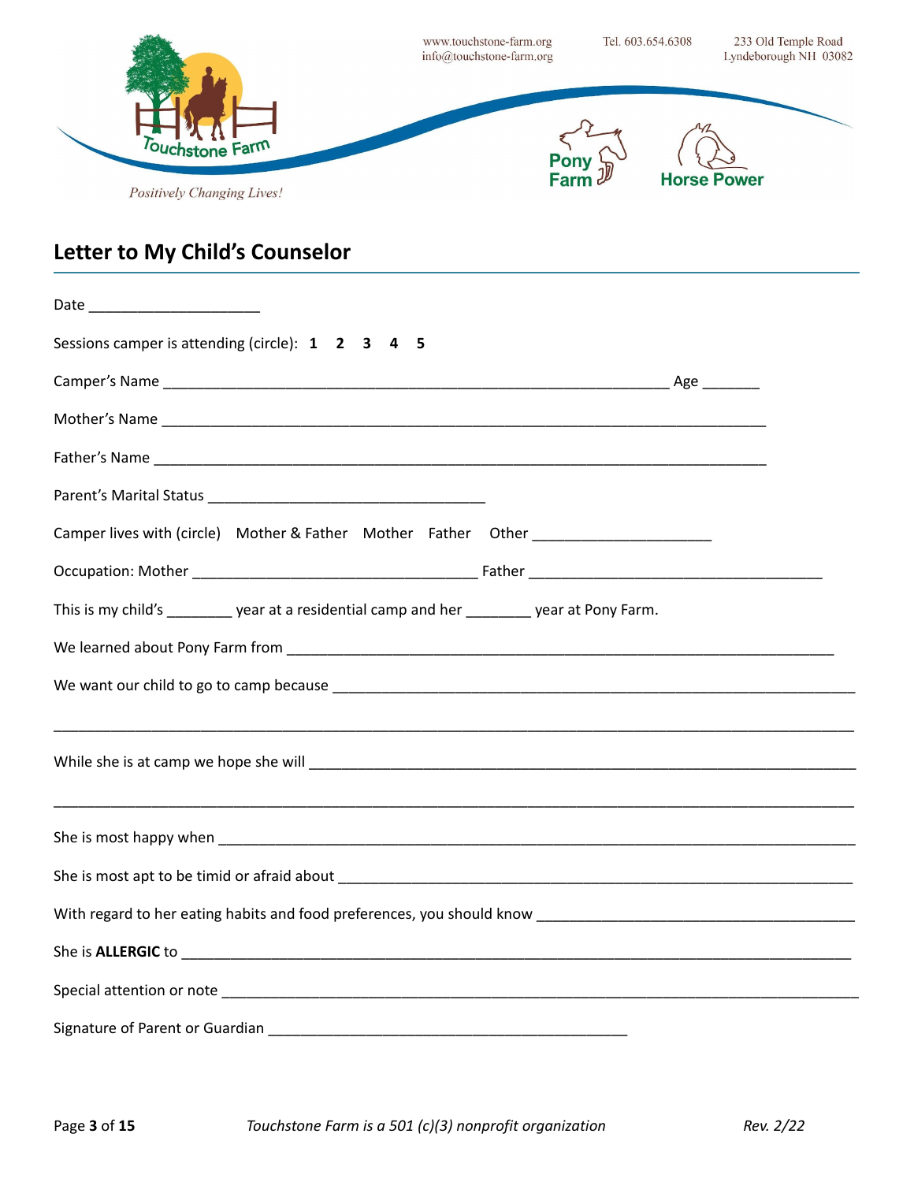www.touchstone-farm.org
info@touchstone-farm.org

Tel. 603.654.6308

233 Old Temple Road
Lyndeborough NH 03082

Touchstone Farm

*Positively Changing Lives!*

Pony Farm

Horse Power

## Letter to My Child's Counselor

Date ____________________

Sessions camper is attending (circle): **1 2 3 4 5**

Camper's Name ____________________________________________________________ Age _______

Mother's Name ______________________________________________________________________

Father's Name _______________________________________________________________________

Parent's Marital Status _________________________________

Camper lives with (circle) Mother & Father Mother Father Other ____________________

Occupation: Mother _________________________________ Father _________________________________

This is my child's ________ year at a residential camp and her ________ year at Pony Farm.

We learned about Pony Farm from _______________________________________________________________

We want our child to go to camp because _____________________________________________________________

___________________________________________________________________________________________

While she is at camp we hope she will _________________________________________________________________

___________________________________________________________________________________________

She is most happy when ______________________________________________________________________________

She is most apt to be timid or afraid about ___________________________________________________________

With regard to her eating habits and food preferences, you should know _______________________________________

She is **ALLERGIC** to _______________________________________________________________________________

Special attention or note ____________________________________________________________________________

Signature of Parent or Guardian _________________________________________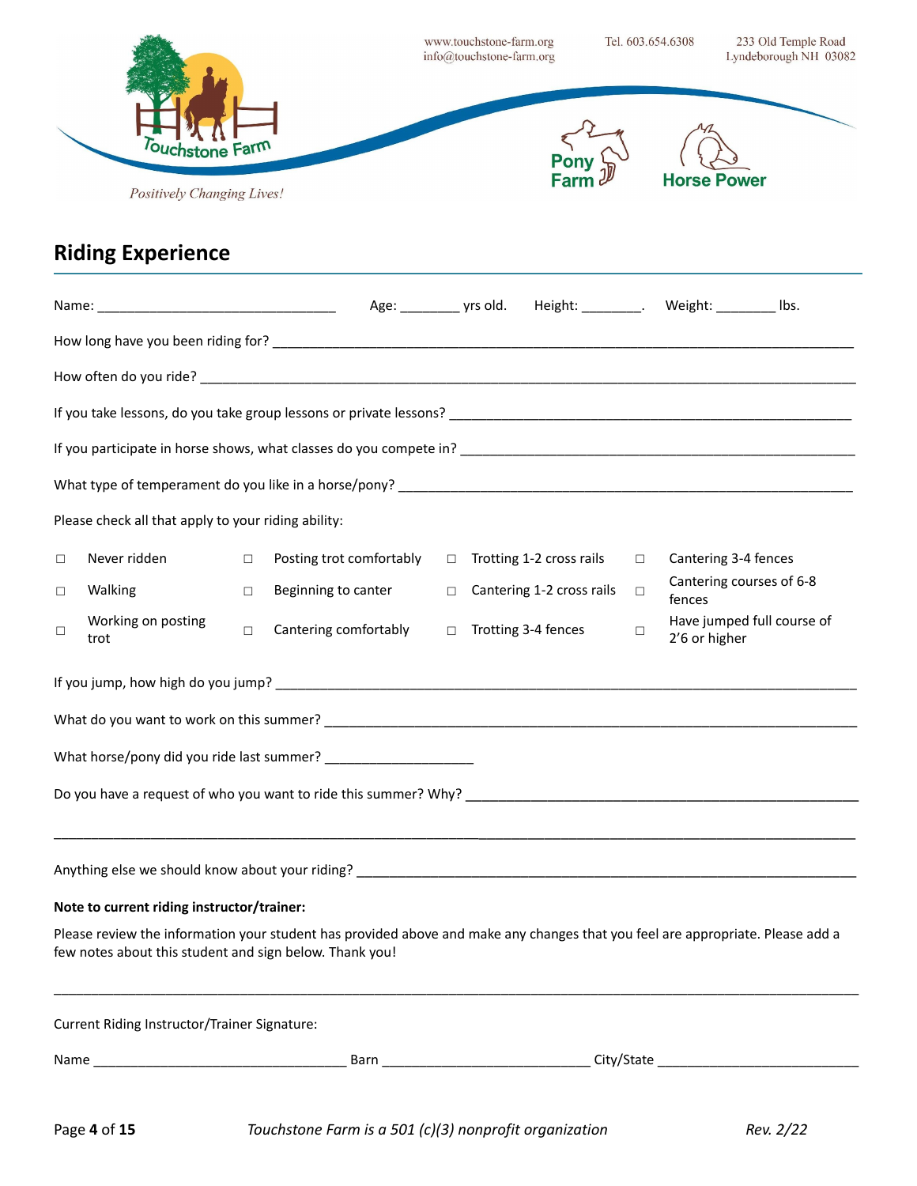www.touchstone-farm.org
info@touchstone-farm.org

Tel. 603.654.6308

233 Old Temple Road
Lyndeborough NH 03082

Touchstone Farm

*Positively Changing Lives!*

Pony Farm

Horse Power

## Riding Experience

Name: _______________________________ Age: ________ yrs old. Height: ________. Weight: ________ lbs.

How long have you been riding for? ________________________________________________________________________________

How often do you ride? ________________________________________________________________________________

If you take lessons, do you take group lessons or private lessons? ________________________________________________

If you participate in horse shows, what classes do you compete in? ________________________________________________

What type of temperament do you like in a horse/pony? ________________________________________________

Please check all that apply to your riding ability:

| | | | |
|---|---|---|---|
| ☐ Never ridden | ☐ Posting trot comfortably | ☐ Trotting 1-2 cross rails | ☐ Cantering 3-4 fences |
| ☐ Walking | ☐ Beginning to canter | ☐ Cantering 1-2 cross rails | ☐ Cantering courses of 6-8 fences |
| ☐ Working on posting trot | ☐ Cantering comfortably | ☐ Trotting 3-4 fences | ☐ Have jumped full course of 2'6 or higher |

If you jump, how high do you jump? ________________________________________________________________________________

What do you want to work on this summer? ________________________________________________________________________________

What horse/pony did you ride last summer? ____________________

Do you have a request of who you want to ride this summer? Why? ________________________________________________

________________________________________________________________________________________________

Anything else we should know about your riding? ________________________________________________________________________________

**Note to current riding instructor/trainer:**

Please review the information your student has provided above and make any changes that you feel are appropriate. Please add a few notes about this student and sign below. Thank you!

________________________________________________________________________________________________

Current Riding Instructor/Trainer Signature:

Name _________________________________ Barn ___________________________ City/State ___________________________

*Touchstone Farm is a 501 (c)(3) nonprofit organization*

*Rev. 2/22*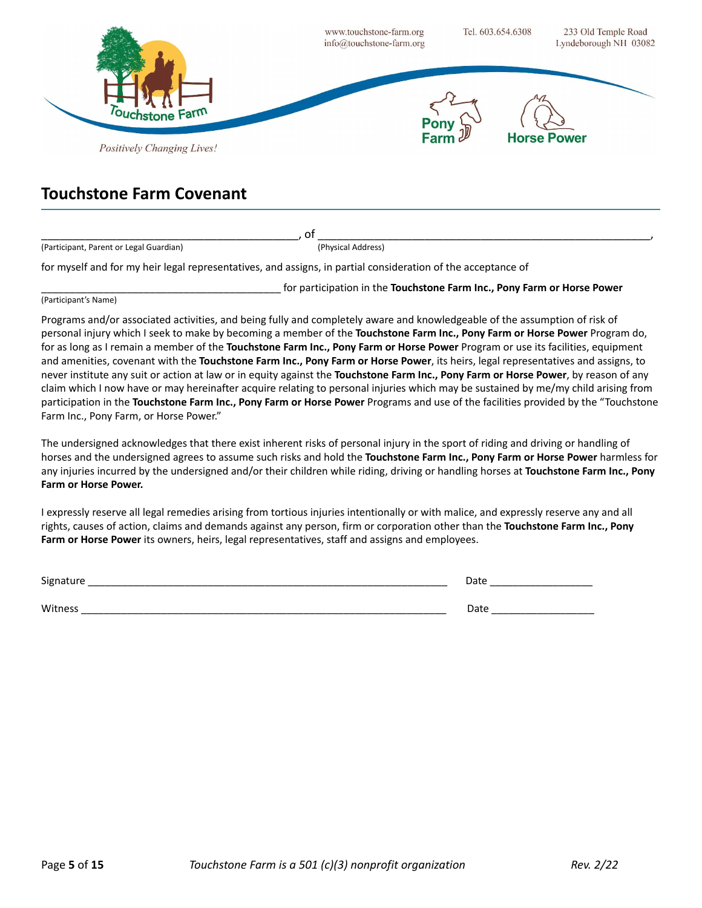www.touchstone-farm.org
info@touchstone-farm.org

Tel. 603.654.6308

233 Old Temple Road
Lyndeborough NH 03082

Touchstone Farm

*Positively Changing Lives!*

Pony Farm

Horse Power

## Touchstone Farm Covenant

_____________________________________________, of _____________________________________________________________,
(Participant, Parent or Legal Guardian) (Physical Address)

for myself and for my heir legal representatives, and assigns, in partial consideration of the acceptance of

___________________________________________ for participation in the **Touchstone Farm Inc., Pony Farm or Horse Power**
(Participant's Name)

Programs and/or associated activities, and being fully and completely aware and knowledgeable of the assumption of risk of personal injury which I seek to make by becoming a member of the **Touchstone Farm Inc., Pony Farm or Horse Power** Program do, for as long as I remain a member of the **Touchstone Farm Inc., Pony Farm or Horse Power** Program or use its facilities, equipment and amenities, covenant with the **Touchstone Farm Inc., Pony Farm or Horse Power**, its heirs, legal representatives and assigns, to never institute any suit or action at law or in equity against the **Touchstone Farm Inc., Pony Farm or Horse Power**, by reason of any claim which I now have or may hereinafter acquire relating to personal injuries which may be sustained by me/my child arising from participation in the **Touchstone Farm Inc., Pony Farm or Horse Power** Programs and use of the facilities provided by the "Touchstone Farm Inc., Pony Farm, or Horse Power."

The undersigned acknowledges that there exist inherent risks of personal injury in the sport of riding and driving or handling of horses and the undersigned agrees to assume such risks and hold the **Touchstone Farm Inc., Pony Farm or Horse Power** harmless for any injuries incurred by the undersigned and/or their children while riding, driving or handling horses at **Touchstone Farm Inc., Pony Farm or Horse Power.**

I expressly reserve all legal remedies arising from tortious injuries intentionally or with malice, and expressly reserve any and all rights, causes of action, claims and demands against any person, firm or corporation other than the **Touchstone Farm Inc., Pony Farm or Horse Power** its owners, heirs, legal representatives, staff and assigns and employees.

Signature _________________________________________________________________ Date __________________

Witness __________________________________________________________________ Date __________________

*Touchstone Farm is a 501 (c)(3) nonprofit organization*

*Rev. 2/22*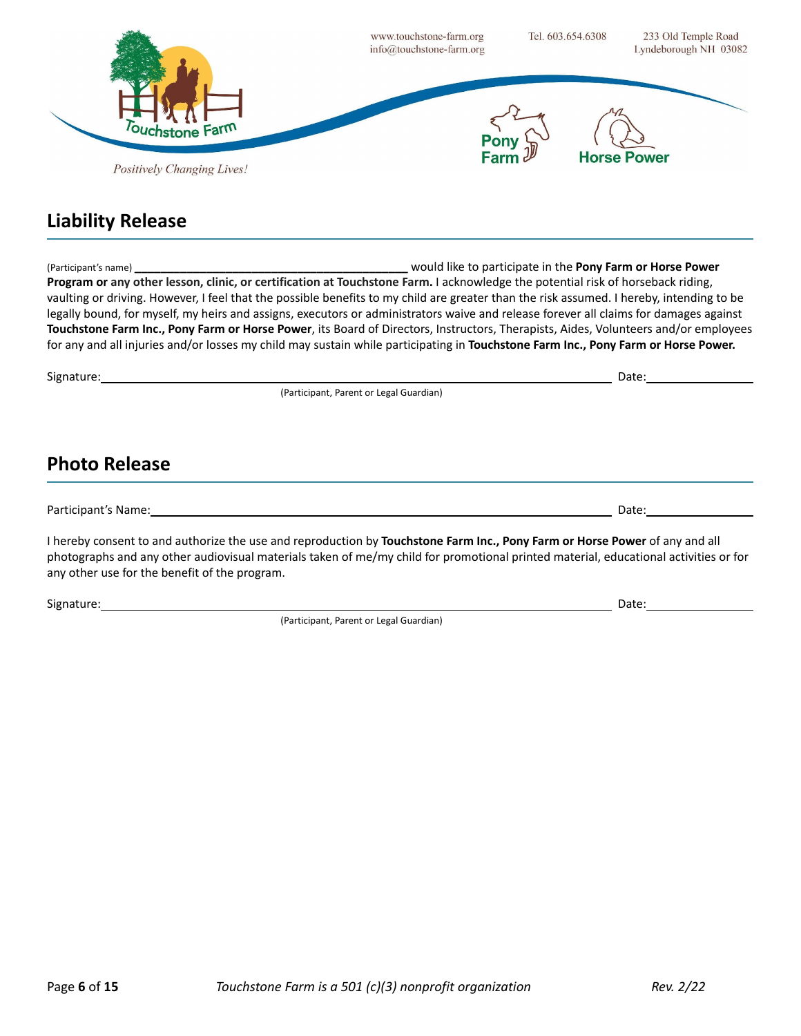www.touchstone-farm.org
info@touchstone-farm.org

Tel. 603.654.6308

233 Old Temple Road
Lyndeborough NH 03082

Touchstone Farm

*Positively Changing Lives!*

Pony Farm

Horse Power

## Liability Release

(Participant's name) ____________________________________________ would like to participate in the **Pony Farm or Horse Power Program or any other lesson, clinic, or certification at Touchstone Farm.** I acknowledge the potential risk of horseback riding, vaulting or driving. However, I feel that the possible benefits to my child are greater than the risk assumed. I hereby, intending to be legally bound, for myself, my heirs and assigns, executors or administrators waive and release forever all claims for damages against **Touchstone Farm Inc., Pony Farm or Horse Power**, its Board of Directors, Instructors, Therapists, Aides, Volunteers and/or employees for any and all injuries and/or losses my child may sustain while participating in **Touchstone Farm Inc., Pony Farm or Horse Power.**

Signature:____________________________________________________________ Date:______________

(Participant, Parent or Legal Guardian)

## Photo Release

Participant's Name:____________________________________________________________ Date:______________

I hereby consent to and authorize the use and reproduction by **Touchstone Farm Inc., Pony Farm or Horse Power** of any and all photographs and any other audiovisual materials taken of me/my child for promotional printed material, educational activities or for any other use for the benefit of the program.

Signature:____________________________________________________________ Date:______________

(Participant, Parent or Legal Guardian)

*Touchstone Farm is a 501 (c)(3) nonprofit organization*

*Rev. 2/22*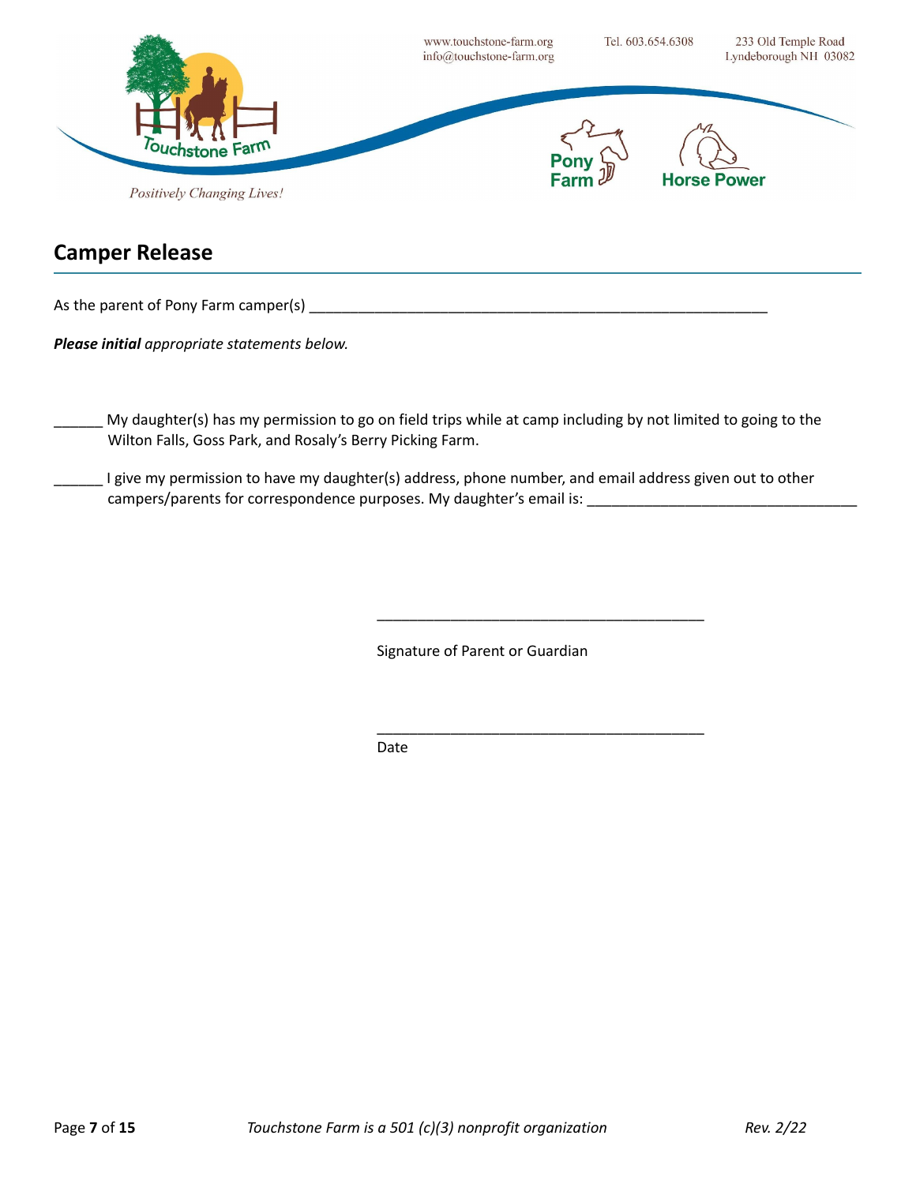www.touchstone-farm.org
info@touchstone-farm.org

Tel. 603.654.6308

233 Old Temple Road
Lyndeborough NH 03082

Touchstone Farm

*Positively Changing Lives!*

Pony Farm

Horse Power

## Camper Release

As the parent of Pony Farm camper(s) ___________________________________________________________

***Please initial*** *appropriate statements below.*

______ My daughter(s) has my permission to go on field trips while at camp including by not limited to going to the Wilton Falls, Goss Park, and Rosaly's Berry Picking Farm.

______ I give my permission to have my daughter(s) address, phone number, and email address given out to other campers/parents for correspondence purposes. My daughter's email is: _________________________________

__________________________________________

Signature of Parent or Guardian

__________________________________________

Date

*Touchstone Farm is a 501 (c)(3) nonprofit organization*

*Rev. 2/22*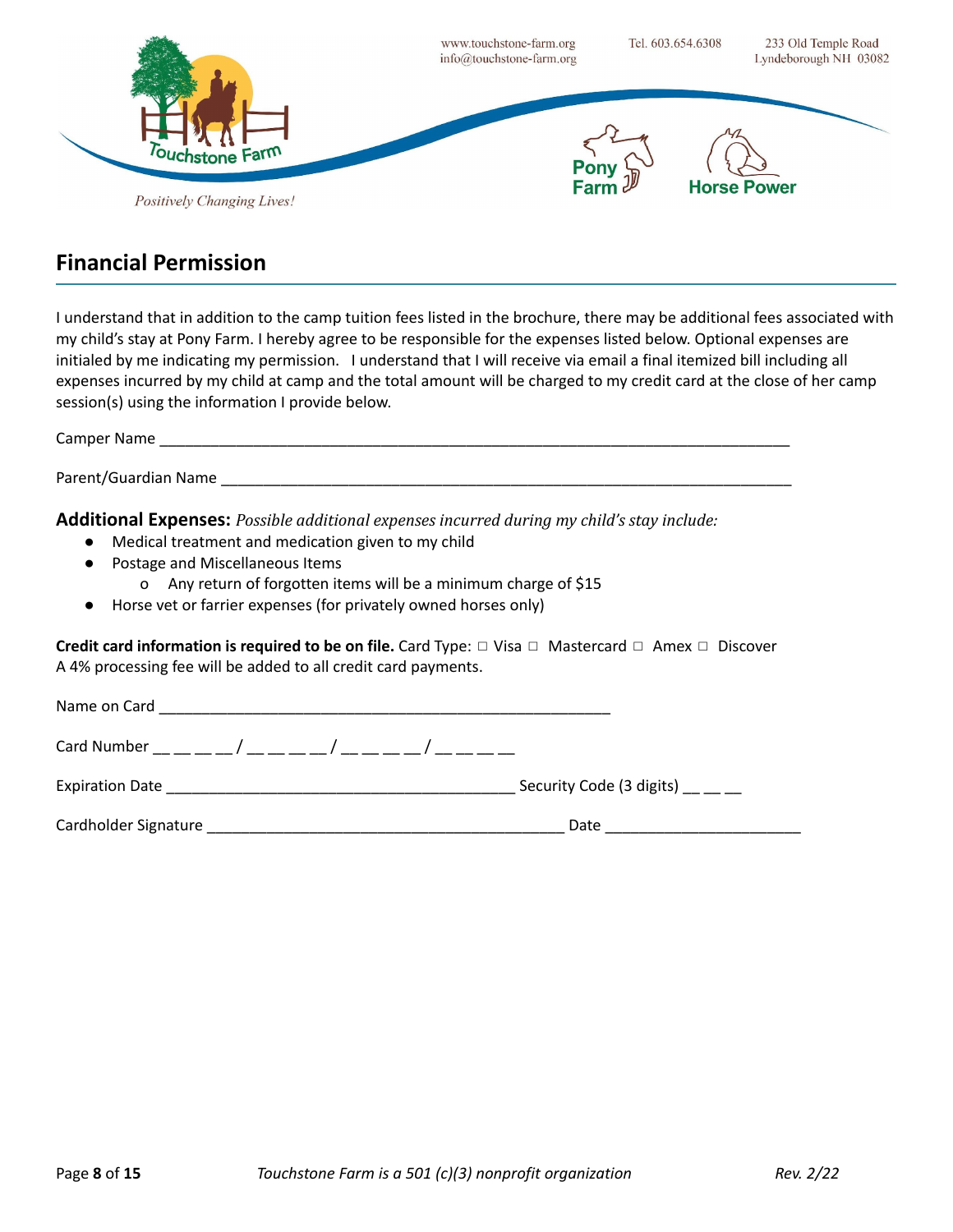www.touchstone-farm.org
info@touchstone-farm.org

Tel. 603.654.6308

233 Old Temple Road
Lyndeborough NH 03082

Touchstone Farm

*Positively Changing Lives!*

Pony Farm

Horse Power

## Financial Permission

I understand that in addition to the camp tuition fees listed in the brochure, there may be additional fees associated with my child's stay at Pony Farm. I hereby agree to be responsible for the expenses listed below. Optional expenses are initialed by me indicating my permission. I understand that I will receive via email a final itemized bill including all expenses incurred by my child at camp and the total amount will be charged to my credit card at the close of her camp session(s) using the information I provide below.

Camper Name ___________________________________________________________________________

Parent/Guardian Name ____________________________________________________________________

**Additional Expenses:** *Possible additional expenses incurred during my child's stay include:*

- Medical treatment and medication given to my child
- Postage and Miscellaneous Items
    - Any return of forgotten items will be a minimum charge of $15
- Horse vet or farrier expenses (for privately owned horses only)

**Credit card information is required to be on file.** Card Type: ☐ Visa ☐ Mastercard ☐ Amex ☐ Discover
A 4% processing fee will be added to all credit card payments.

Name on Card ______________________________________________________

Card Number __ __ __ __ / __ __ __ __ / __ __ __ __ / __ __ __ __

Expiration Date __________________________________________ Security Code (3 digits) __ __ __

Cardholder Signature ___________________________________________ Date _______________________

*Touchstone Farm is a 501 (c)(3) nonprofit organization*

*Rev. 2/22*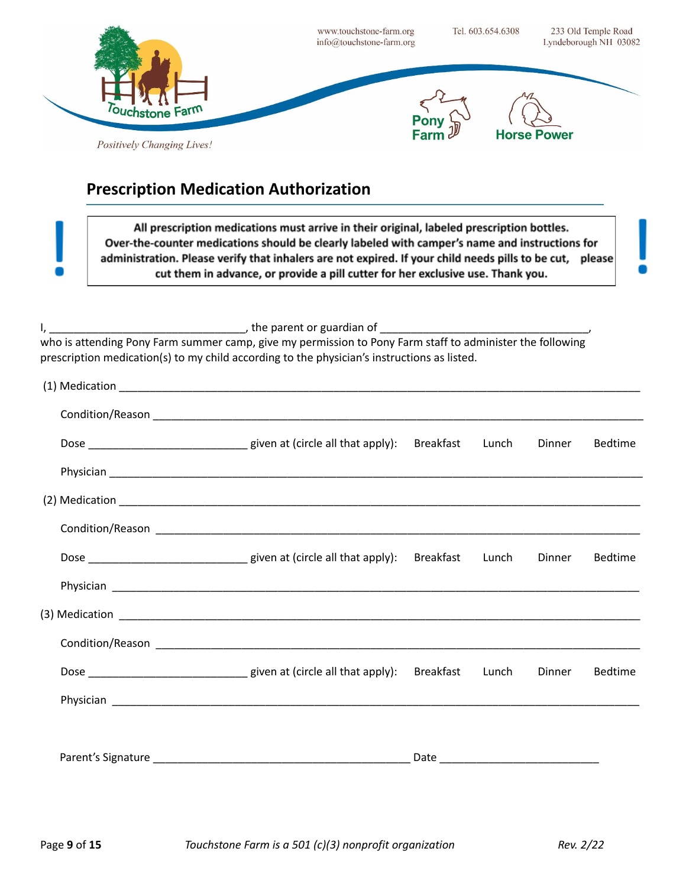Touchstone Farm

*Positively Changing Lives!*

www.touchstone-farm.org
info@touchstone-farm.org

Tel. 603.654.6308

233 Old Temple Road
Lyndeborough NH 03082

Pony Farm

Horse Power

## Prescription Medication Authorization

**All prescription medications must arrive in their original, labeled prescription bottles. Over-the-counter medications should be clearly labeled with camper's name and instructions for administration. Please verify that inhalers are not expired. If your child needs pills to be cut, please cut them in advance, or provide a pill cutter for her exclusive use. Thank you.**

I, ________________________________, the parent or guardian of __________________________________, who is attending Pony Farm summer camp, give my permission to Pony Farm staff to administer the following prescription medication(s) to my child according to the physician's instructions as listed.

(1) Medication ________________________________________________________________________________

Condition/Reason ____________________________________________________________________________

Dose __________________________ given at (circle all that apply): Breakfast Lunch Dinner Bedtime

Physician _________________________________________________________________________________

(2) Medication ________________________________________________________________________________

Condition/Reason ____________________________________________________________________________

Dose __________________________ given at (circle all that apply): Breakfast Lunch Dinner Bedtime

Physician _________________________________________________________________________________

(3) Medication ________________________________________________________________________________

Condition/Reason ____________________________________________________________________________

Dose __________________________ given at (circle all that apply): Breakfast Lunch Dinner Bedtime

Physician _________________________________________________________________________________

Parent's Signature ________________________________________ Date __________________________

*Touchstone Farm is a 501 (c)(3) nonprofit organization*

*Rev. 2/22*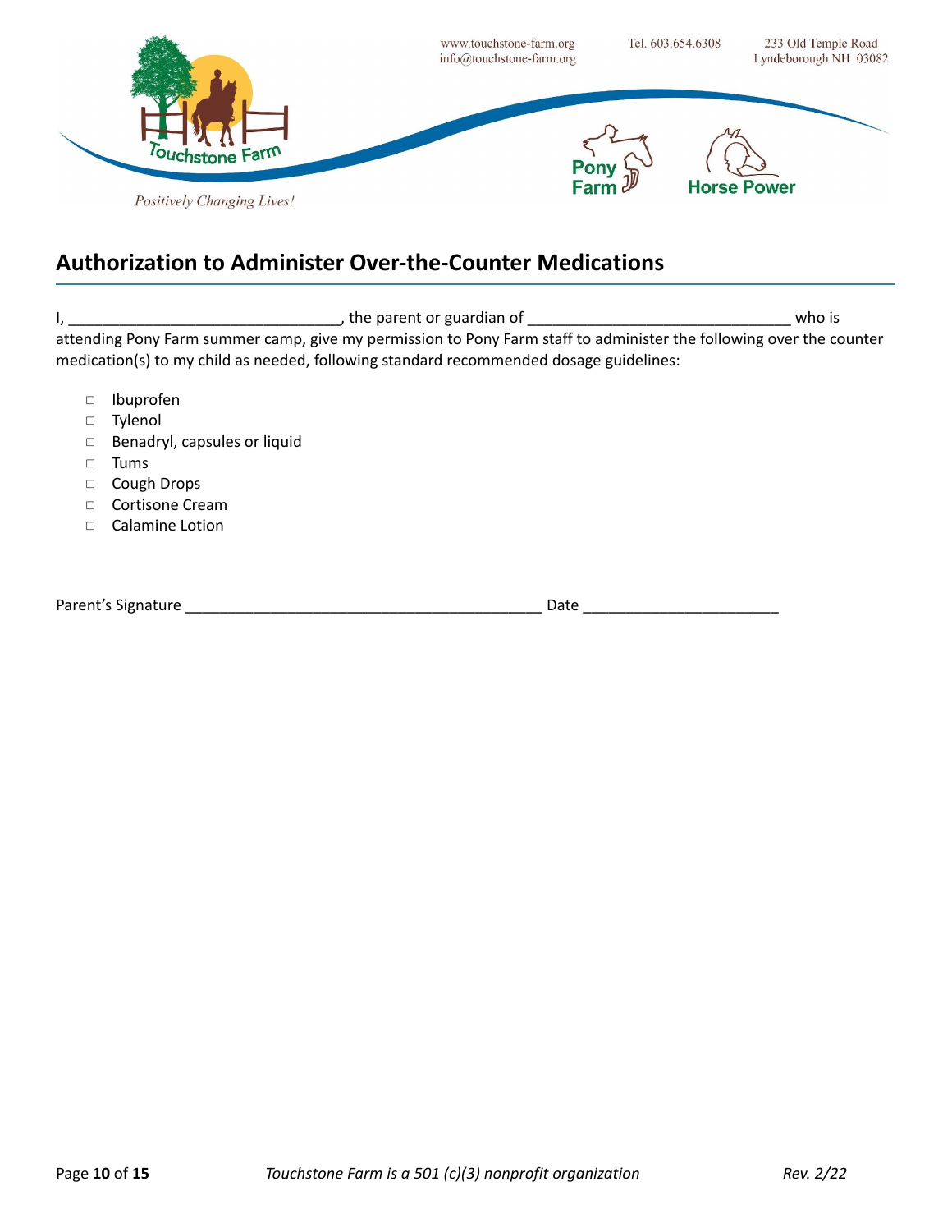www.touchstone-farm.org
info@touchstone-farm.org

Tel. 603.654.6308

233 Old Temple Road
Lyndeborough NH 03082

Touchstone Farm

*Positively Changing Lives!*

Pony Farm

Horse Power

## Authorization to Administer Over-the-Counter Medications

I, ________________________________, the parent or guardian of ________________________________ who is attending Pony Farm summer camp, give my permission to Pony Farm staff to administer the following over the counter medication(s) to my child as needed, following standard recommended dosage guidelines:

- □ Ibuprofen
- □ Tylenol
- □ Benadryl, capsules or liquid
- □ Tums
- □ Cough Drops
- □ Cortisone Cream
- □ Calamine Lotion

Parent's Signature ___________________________________________ Date _______________________

*Touchstone Farm is a 501 (c)(3) nonprofit organization*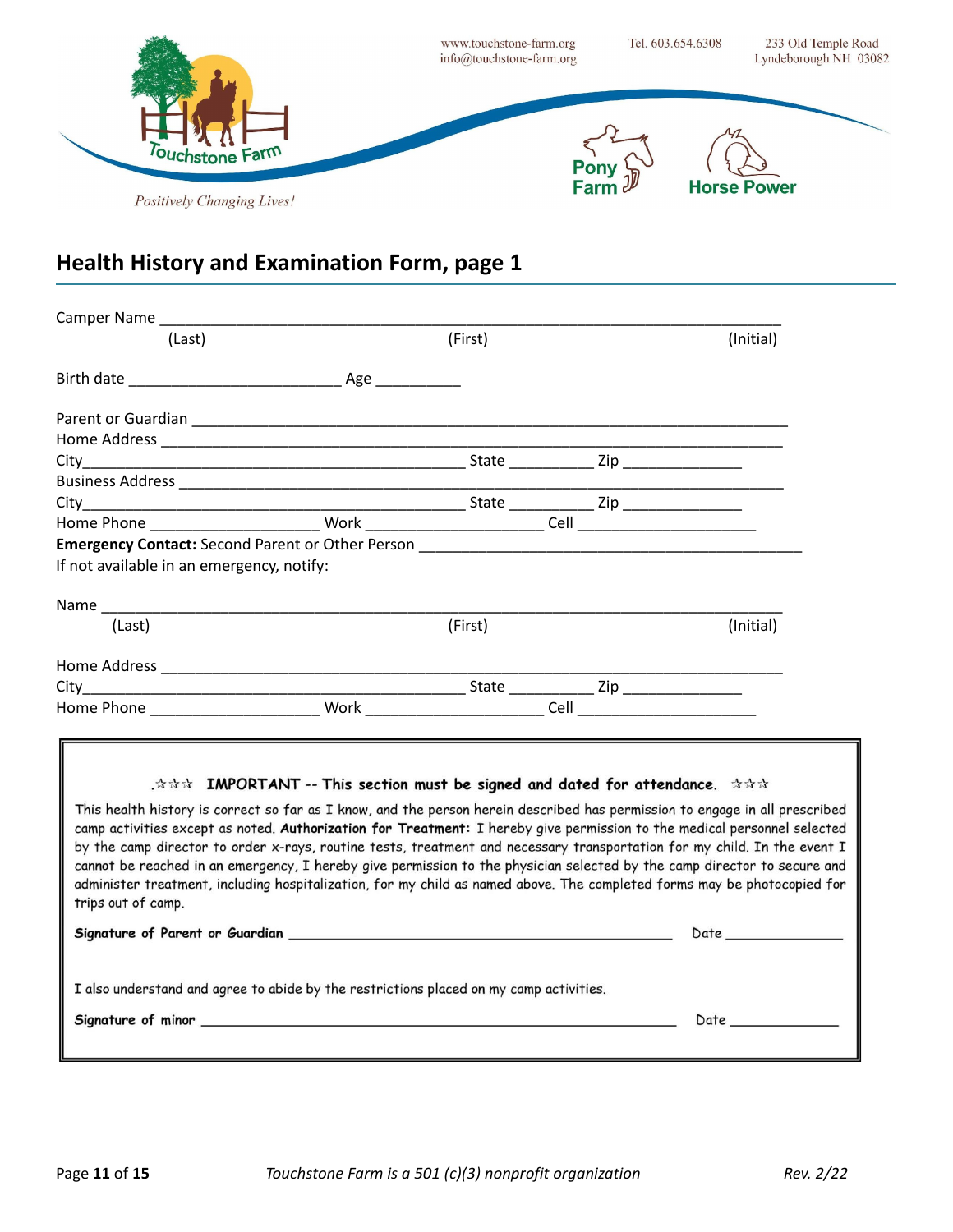www.touchstone-farm.org
info@touchstone-farm.org

Tel. 603.654.6308

233 Old Temple Road
Lyndeborough NH 03082

Touchstone Farm

*Positively Changing Lives!*

Pony Farm

Horse Power

## Health History and Examination Form, page 1

Camper Name ___________________________________________________________________________
(Last) (First) (Initial)

Birth date ________________________ Age __________

Parent or Guardian ______________________________________________________________________
Home Address __________________________________________________________________________
City___________________________________________ State __________ Zip ______________
Business Address ________________________________________________________________________
City___________________________________________ State __________ Zip ______________
Home Phone ____________________ Work ____________________ Cell ____________________
**Emergency Contact:** Second Parent or Other Person ______________________________________________
If not available in an emergency, notify:

Name _________________________________________________________________________________
(Last) (First) (Initial)

Home Address __________________________________________________________________________
City___________________________________________ State __________ Zip ______________
Home Phone ____________________ Work ____________________ Cell ____________________

☆☆☆ **IMPORTANT -- This section must be signed and dated for attendance.** ☆☆☆

This health history is correct so far as I know, and the person herein described has permission to engage in all prescribed camp activities except as noted. **Authorization for Treatment:** I hereby give permission to the medical personnel selected by the camp director to order x-rays, routine tests, treatment and necessary transportation for my child. In the event I cannot be reached in an emergency, I hereby give permission to the physician selected by the camp director to secure and administer treatment, including hospitalization, for my child as named above. The completed forms may be photocopied for trips out of camp.

**Signature of Parent or Guardian** ______________________________________________ Date ______________

I also understand and agree to abide by the restrictions placed on my camp activities.

**Signature of minor** ______________________________________________________ Date ______________

*Touchstone Farm is a 501 (c)(3) nonprofit organization* *Rev. 2/22*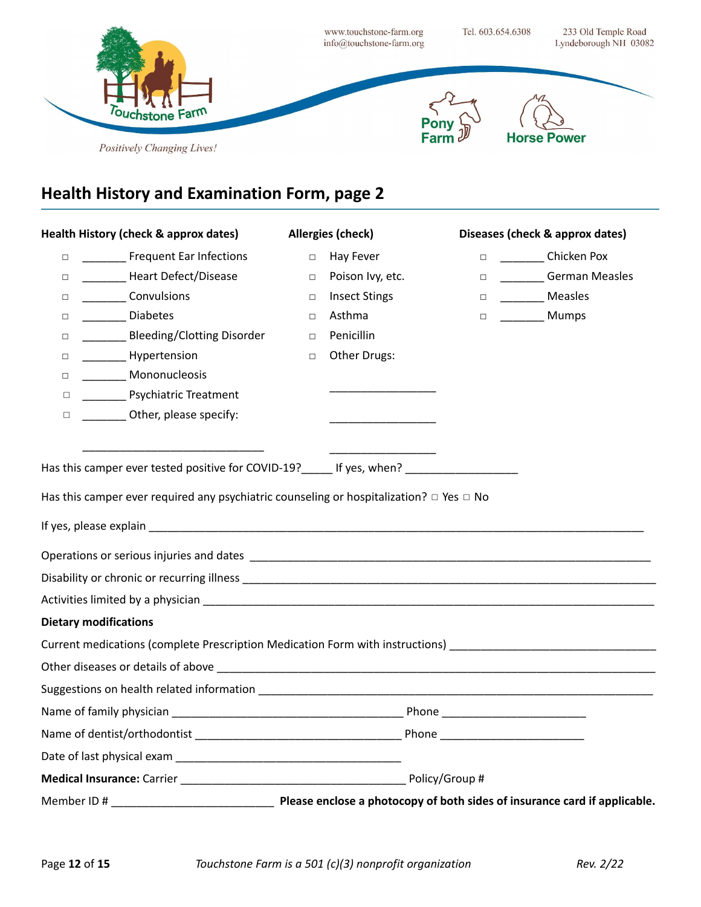www.touchstone-farm.org
info@touchstone-farm.org

Tel. 603.654.6308

233 Old Temple Road
Lyndeborough NH 03082

Touchstone Farm

*Positively Changing Lives!*

Pony Farm

Horse Power

## Health History and Examination Form, page 2

| Health History (check & approx dates) | Allergies (check) | Diseases (check & approx dates) |
|---|---|---|
| □ _______ Frequent Ear Infections | □ Hay Fever | □ _______ Chicken Pox |
| □ _______ Heart Defect/Disease | □ Poison Ivy, etc. | □ _______ German Measles |
| □ _______ Convulsions | □ Insect Stings | □ _______ Measles |
| □ _______ Diabetes | □ Asthma | □ _______ Mumps |
| □ _______ Bleeding/Clotting Disorder | □ Penicillin | |
| □ _______ Hypertension | □ Other Drugs: | |
| □ _______ Mononucleosis | | |
| □ _______ Psychiatric Treatment | _________________ | |
| □ _______ Other, please specify: | _________________ | |
| _____________________________ | _________________ | |

Has this camper ever tested positive for COVID-19?_____ If yes, when? __________________

Has this camper ever required any psychiatric counseling or hospitalization? □ Yes □ No

If yes, please explain ________________________________________________________________________________

Operations or serious injuries and dates ____________________________________________________________

Disability or chronic or recurring illness ____________________________________________________________

Activities limited by a physician _________________________________________________________________

**Dietary modifications**

Current medications (complete Prescription Medication Form with instructions) ________________________________

Other diseases or details of above _________________________________________________________________

Suggestions on health related information ___________________________________________________________

Name of family physician _____________________________________ Phone _______________________

Name of dentist/orthodontist _________________________________ Phone _______________________

Date of last physical exam ____________________________________

**Medical Insurance:** Carrier ____________________________________ Policy/Group #

Member ID # __________________________ **Please enclose a photocopy of both sides of insurance card if applicable.**

*Touchstone Farm is a 501 (c)(3) nonprofit organization*

*Rev. 2/22*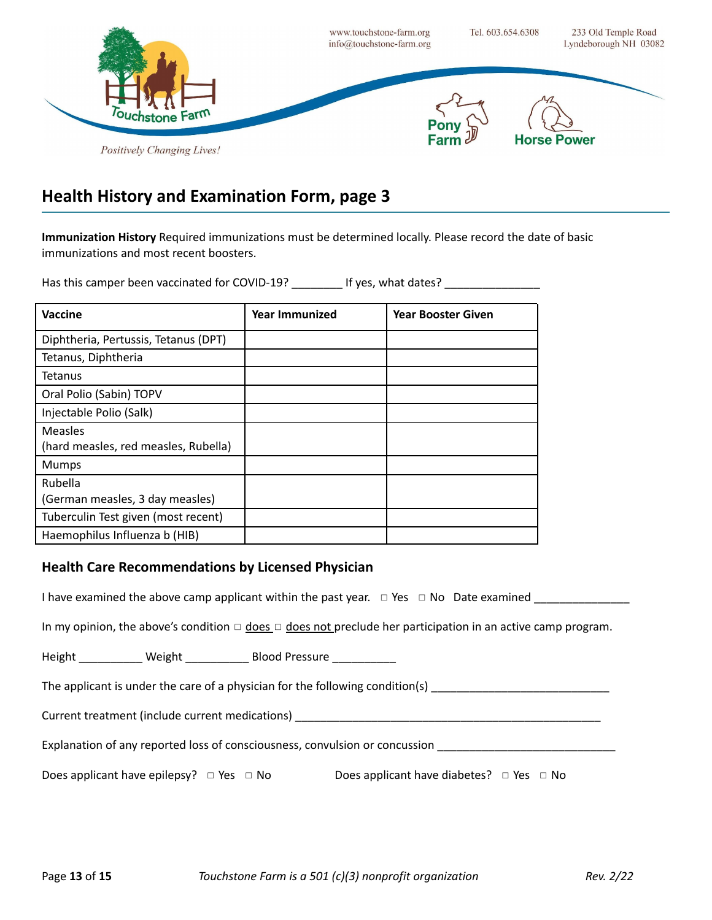## Health History and Examination Form, page 3

**Immunization History** Required immunizations must be determined locally. Please record the date of basic immunizations and most recent boosters.

Has this camper been vaccinated for COVID-19? ________ If yes, what dates? _______________

| Vaccine | Year Immunized | Year Booster Given |
|---|---|---|
| Diphtheria, Pertussis, Tetanus (DPT) | | |
| Tetanus, Diphtheria | | |
| Tetanus | | |
| Oral Polio (Sabin) TOPV | | |
| Injectable Polio (Salk) | | |
| Measles (hard measles, red measles, Rubella) | | |
| Mumps | | |
| Rubella (German measles, 3 day measles) | | |
| Tuberculin Test given (most recent) | | |
| Haemophilus Influenza b (HIB) | | |

### Health Care Recommendations by Licensed Physician

I have examined the above camp applicant within the past year. □ Yes □ No Date examined _______________

In my opinion, the above's condition □ does □ does not preclude her participation in an active camp program.

Height __________ Weight __________ Blood Pressure __________

The applicant is under the care of a physician for the following condition(s) ____________________________

Current treatment (include current medications) ___________________________________________________

Explanation of any reported loss of consciousness, convulsion or concussion ____________________________

Does applicant have epilepsy? □ Yes □ No Does applicant have diabetes? □ Yes □ No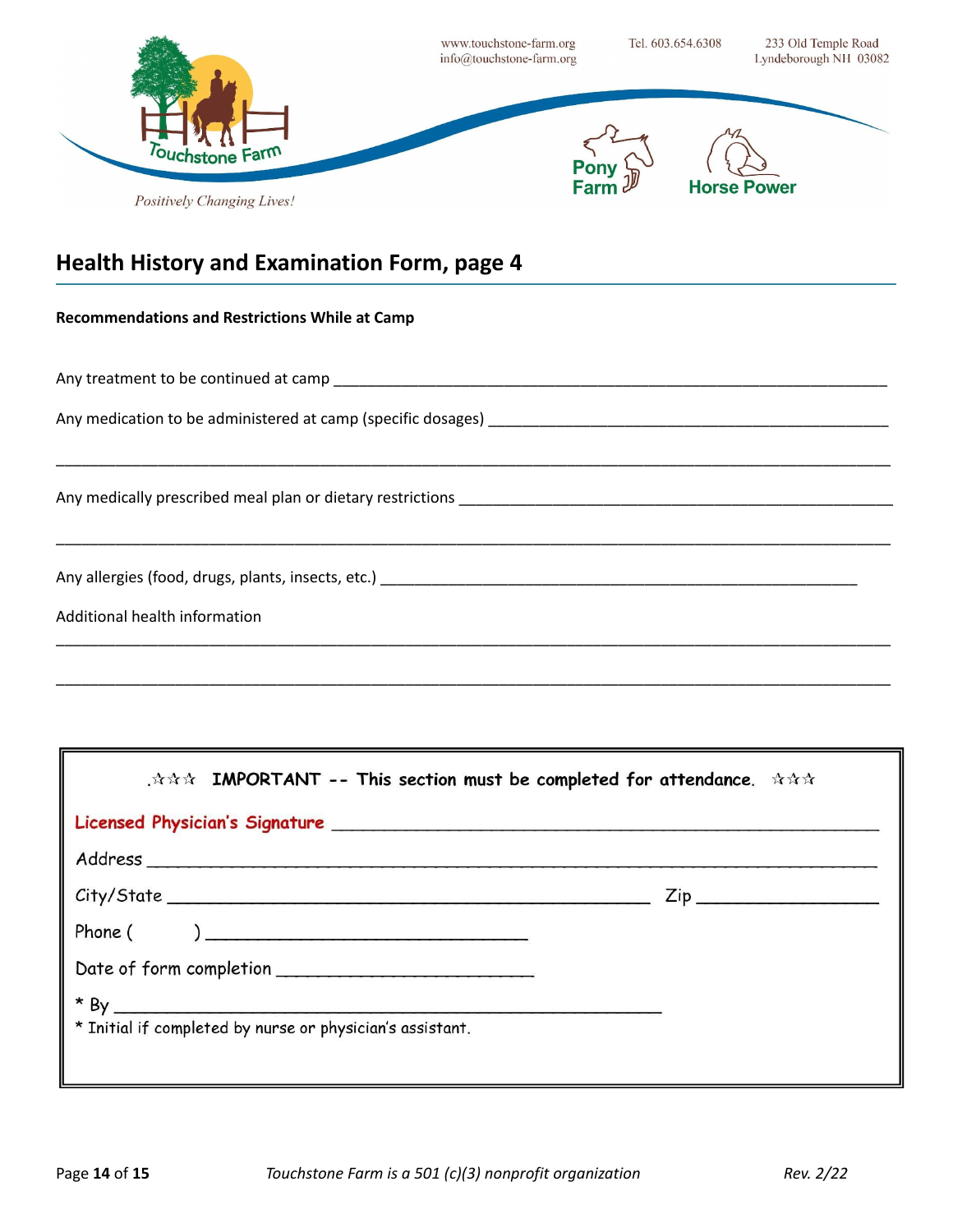www.touchstone-farm.org
info@touchstone-farm.org

Tel. 603.654.6308

233 Old Temple Road
Lyndeborough NH 03082

Touchstone Farm

*Positively Changing Lives!*

Pony Farm

Horse Power

## Health History and Examination Form, page 4

**Recommendations and Restrictions While at Camp**

Any treatment to be continued at camp ___________________________________________________________________

Any medication to be administered at camp (specific dosages) ______________________________________________

_____________________________________________________________________________________________

Any medically prescribed meal plan or dietary restrictions ____________________________________________________

_____________________________________________________________________________________________

Any allergies (food, drugs, plants, insects, etc.) ___________________________________________________________

Additional health information

_____________________________________________________________________________________________

_____________________________________________________________________________________________

---

☆☆☆ **IMPORTANT -- This section must be completed for attendance.** ☆☆☆

**Licensed Physician's Signature** ____________________________________________________

Address ________________________________________________________________________

City/State ____________________________________________ Zip _________________

Phone (        ) ________________________________

Date of form completion __________________________

* By ____________________________________________________

* Initial if completed by nurse or physician's assistant.

---

*Touchstone Farm is a 501 (c)(3) nonprofit organization*

*Rev. 2/22*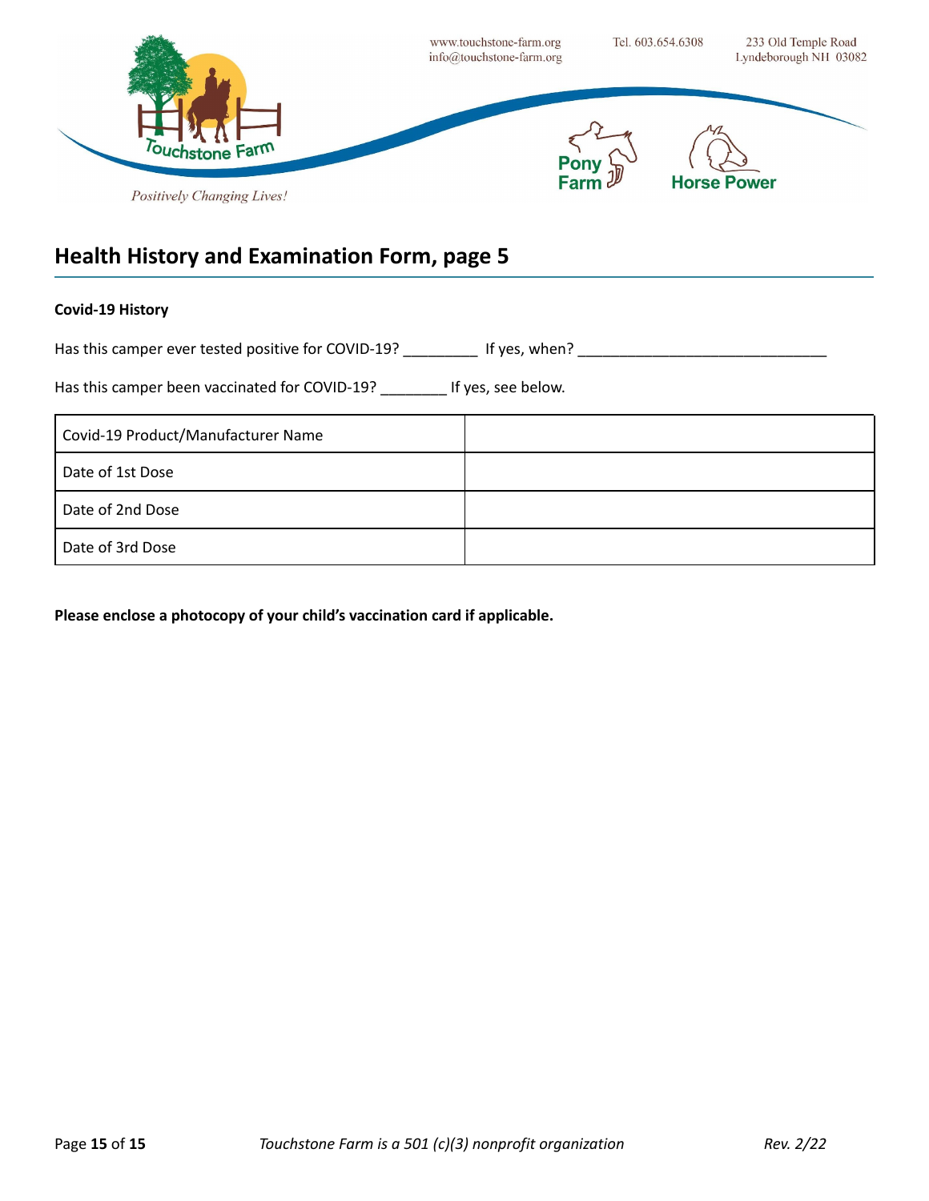## Health History and Examination Form, page 5

**Covid-19 History**

Has this camper ever tested positive for COVID-19? _________ If yes, when? ______________________________

Has this camper been vaccinated for COVID-19? ________ If yes, see below.

| Covid-19 Product/Manufacturer Name | |
|---|---|
| Date of 1st Dose | |
| Date of 2nd Dose | |
| Date of 3rd Dose | |

**Please enclose a photocopy of your child's vaccination card if applicable.**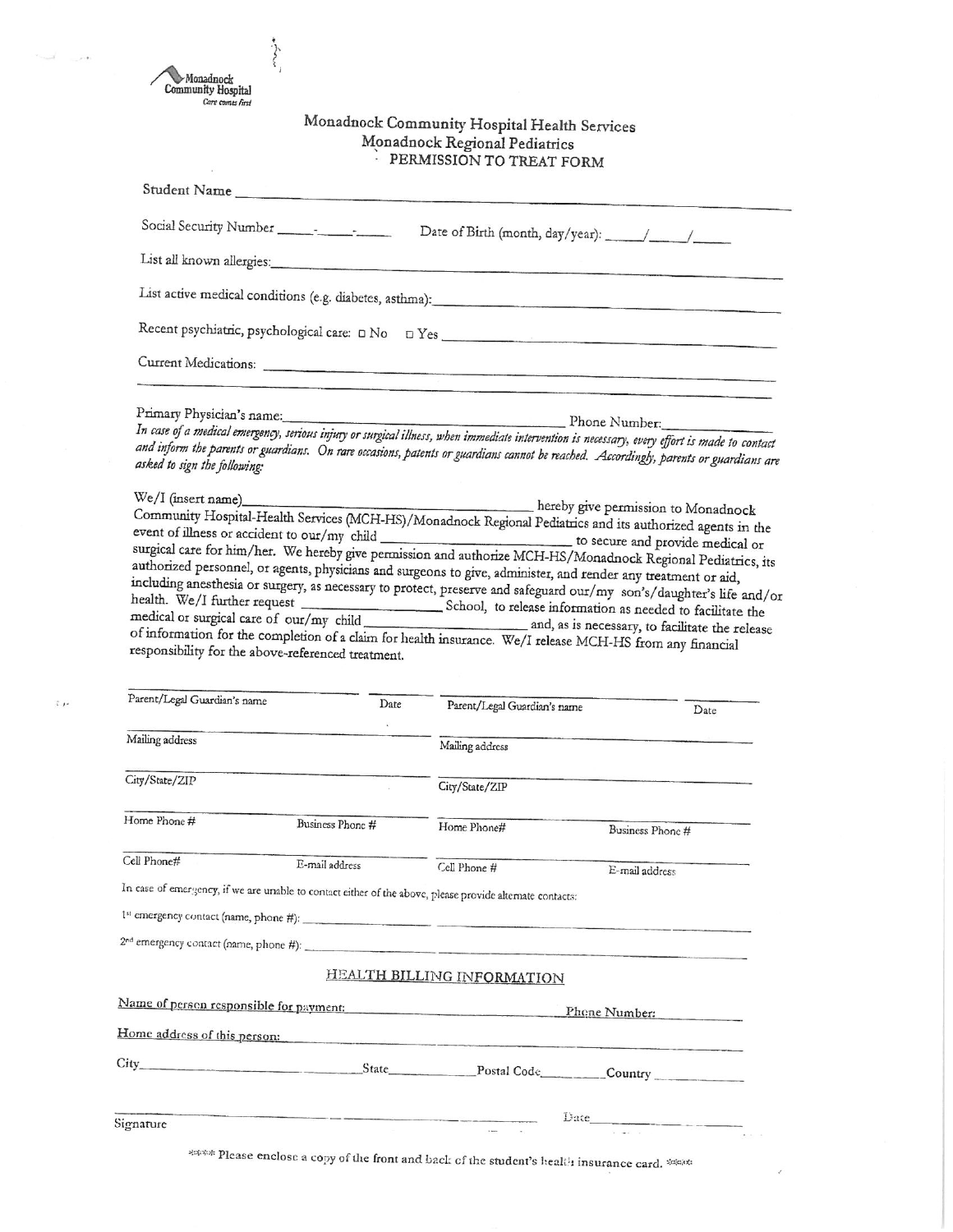Monadnock Community Hospital
*Care comes first*

# Monadnock Community Hospital Health Services
## Monadnock Regional Pediatrics
## PERMISSION TO TREAT FORM

Student Name ______________________________________________

Social Security Number _____-_____-_____ Date of Birth (month, day/year): _____/_____/_____

List all known allergies: ______________________________________________

List active medical conditions (e.g. diabetes, asthma): ______________________________________________

Recent psychiatric, psychological care: □ No □ Yes ______________________________________________

Current Medications: ______________________________________________

Primary Physician's name: ______________________________ Phone Number: ______________

*In case of a medical emergency, serious injury or surgical illness, when immediate intervention is necessary, every effort is made to contact and inform the parents or guardians. On rare occasions, patents or guardians cannot be reached. Accordingly, parents or guardians are asked to sign the following:*

We/I (insert name)______________________________ hereby give permission to Monadnock Community Hospital-Health Services (MCH-HS)/Monadnock Regional Pediatrics and its authorized agents in the event of illness or accident to our/my child ______________________ to secure and provide medical or surgical care for him/her. We hereby give permission and authorize MCH-HS/Monadnock Regional Pediatrics, its authorized personnel, or agents, physicians and surgeons to give, administer, and render any treatment or aid, including anesthesia or surgery, as necessary to protect, preserve and safeguard our/my son's/daughter's life and/or health. We/I further request ______________ School, to release information as needed to facilitate the medical or surgical care of our/my child ______________________ and, as is necessary, to facilitate the release of information for the completion of a claim for health insurance. We/I release MCH-HS from any financial responsibility for the above-referenced treatment.

| | | | |
|---|---|---|---|
| Parent/Legal Guardian's name | Date | Parent/Legal Guardian's name | Date |
| Mailing address | | Mailing address | |
| City/State/ZIP | | City/State/ZIP | |
| Home Phone # | Business Phone # | Home Phone# | Business Phone # |
| Cell Phone# | E-mail address | Cell Phone # | E-mail address |

In case of emergency, if we are unable to contact either of the above, please provide alternate contacts:

1st emergency contact (name, phone #): ______________________________________________

2nd emergency contact (name, phone #): ______________________________________________

## HEALTH BILLING INFORMATION

Name of person responsible for payment: ______________________________ Phone Number: ______________

Home address of this person: ______________________________________________

City______________________ State__________ Postal Code__________ Country__________

______________________________________________ Date______________

Signature

\*\*\*\* Please enclose a copy of the front and back of the student's health insurance card. \*\*\*\*